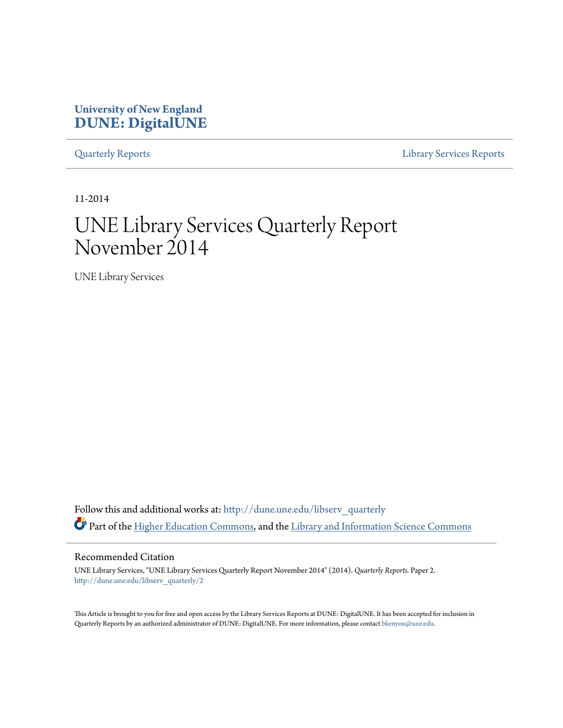University of New England
**DUNE: DigitalUNE**

Quarterly Reports | Library Services Reports

11-2014

# UNE Library Services Quarterly Report November 2014

UNE Library Services

Follow this and additional works at: http://dune.une.edu/libserv_quarterly

Part of the Higher Education Commons, and the Library and Information Science Commons

## Recommended Citation

UNE Library Services, "UNE Library Services Quarterly Report November 2014" (2014). *Quarterly Reports.* Paper 2.
http://dune.une.edu/libserv_quarterly/2

This Article is brought to you for free and open access by the Library Services Reports at DUNE: DigitalUNE. It has been accepted for inclusion in Quarterly Reports by an authorized administrator of DUNE: DigitalUNE. For more information, please contact bkenyon@une.edu.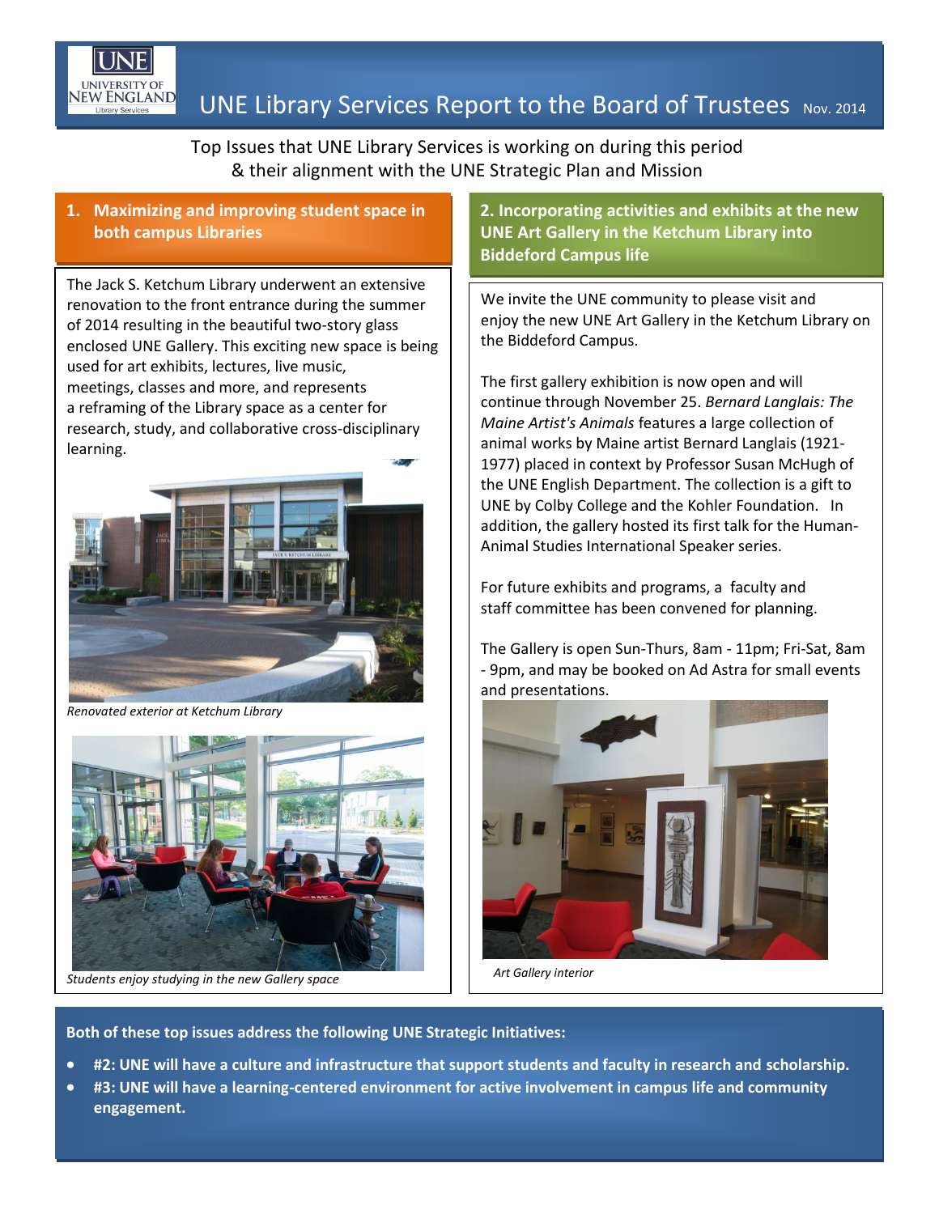# UNE Library Services Report to the Board of Trustees Nov. 2014

Top Issues that UNE Library Services is working on during this period
& their alignment with the UNE Strategic Plan and Mission

## 1. Maximizing and improving student space in both campus Libraries

The Jack S. Ketchum Library underwent an extensive renovation to the front entrance during the summer of 2014 resulting in the beautiful two-story glass enclosed UNE Gallery. This exciting new space is being used for art exhibits, lectures, live music, meetings, classes and more, and represents a reframing of the Library space as a center for research, study, and collaborative cross-disciplinary learning.

*Renovated exterior at Ketchum Library*

*Students enjoy studying in the new Gallery space*

## 2. Incorporating activities and exhibits at the new UNE Art Gallery in the Ketchum Library into Biddeford Campus life

We invite the UNE community to please visit and enjoy the new UNE Art Gallery in the Ketchum Library on the Biddeford Campus.

The first gallery exhibition is now open and will continue through November 25. *Bernard Langlais: The Maine Artist's Animals* features a large collection of animal works by Maine artist Bernard Langlais (1921-1977) placed in context by Professor Susan McHugh of the UNE English Department. The collection is a gift to UNE by Colby College and the Kohler Foundation. In addition, the gallery hosted its first talk for the Human-Animal Studies International Speaker series.

For future exhibits and programs, a faculty and staff committee has been convened for planning.

The Gallery is open Sun-Thurs, 8am - 11pm; Fri-Sat, 8am - 9pm, and may be booked on Ad Astra for small events and presentations.

*Art Gallery interior*

**Both of these top issues address the following UNE Strategic Initiatives:**

- **#2: UNE will have a culture and infrastructure that support students and faculty in research and scholarship.**
- **#3: UNE will have a learning-centered environment for active involvement in campus life and community engagement.**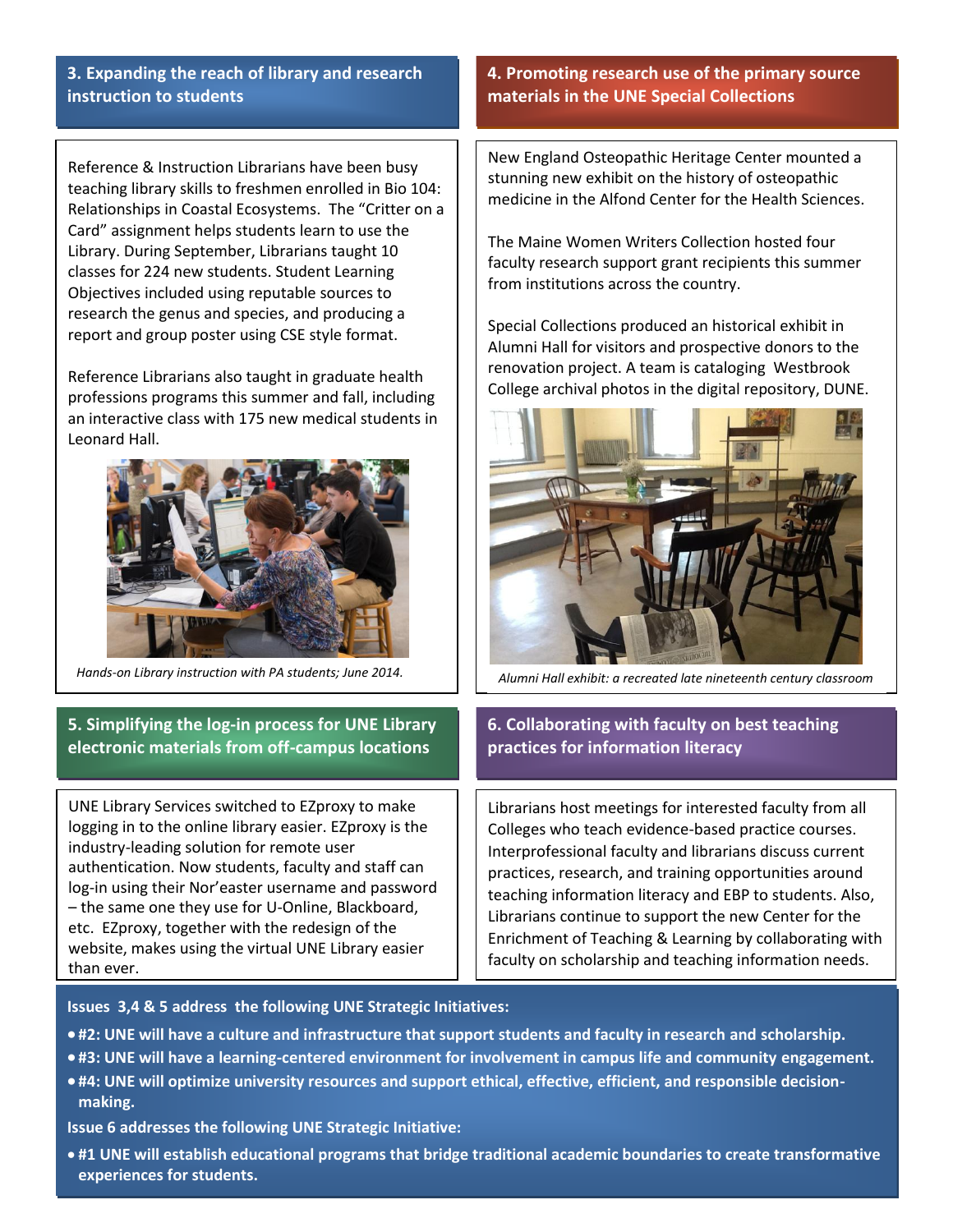## 3. Expanding the reach of library and research instruction to students

Reference & Instruction Librarians have been busy teaching library skills to freshmen enrolled in Bio 104: Relationships in Coastal Ecosystems. The "Critter on a Card" assignment helps students learn to use the Library. During September, Librarians taught 10 classes for 224 new students. Student Learning Objectives included using reputable sources to research the genus and species, and producing a report and group poster using CSE style format.

Reference Librarians also taught in graduate health professions programs this summer and fall, including an interactive class with 175 new medical students in Leonard Hall.

*Hands-on Library instruction with PA students; June 2014.*

## 4. Promoting research use of the primary source materials in the UNE Special Collections

New England Osteopathic Heritage Center mounted a stunning new exhibit on the history of osteopathic medicine in the Alfond Center for the Health Sciences.

The Maine Women Writers Collection hosted four faculty research support grant recipients this summer from institutions across the country.

Special Collections produced an historical exhibit in Alumni Hall for visitors and prospective donors to the renovation project. A team is cataloging Westbrook College archival photos in the digital repository, DUNE.

*Alumni Hall exhibit: a recreated late nineteenth century classroom*

## 5. Simplifying the log-in process for UNE Library electronic materials from off-campus locations

UNE Library Services switched to EZproxy to make logging in to the online library easier. EZproxy is the industry-leading solution for remote user authentication. Now students, faculty and staff can log-in using their Nor'easter username and password – the same one they use for U-Online, Blackboard, etc. EZproxy, together with the redesign of the website, makes using the virtual UNE Library easier than ever.

## 6. Collaborating with faculty on best teaching practices for information literacy

Librarians host meetings for interested faculty from all Colleges who teach evidence-based practice courses. Interprofessional faculty and librarians discuss current practices, research, and training opportunities around teaching information literacy and EBP to students. Also, Librarians continue to support the new Center for the Enrichment of Teaching & Learning by collaborating with faculty on scholarship and teaching information needs.

**Issues 3,4 & 5 address the following UNE Strategic Initiatives:**

- **#2: UNE will have a culture and infrastructure that support students and faculty in research and scholarship.**
- **#3: UNE will have a learning-centered environment for involvement in campus life and community engagement.**
- **#4: UNE will optimize university resources and support ethical, effective, efficient, and responsible decision-making.**

**Issue 6 addresses the following UNE Strategic Initiative:**

- **#1 UNE will establish educational programs that bridge traditional academic boundaries to create transformative experiences for students.**